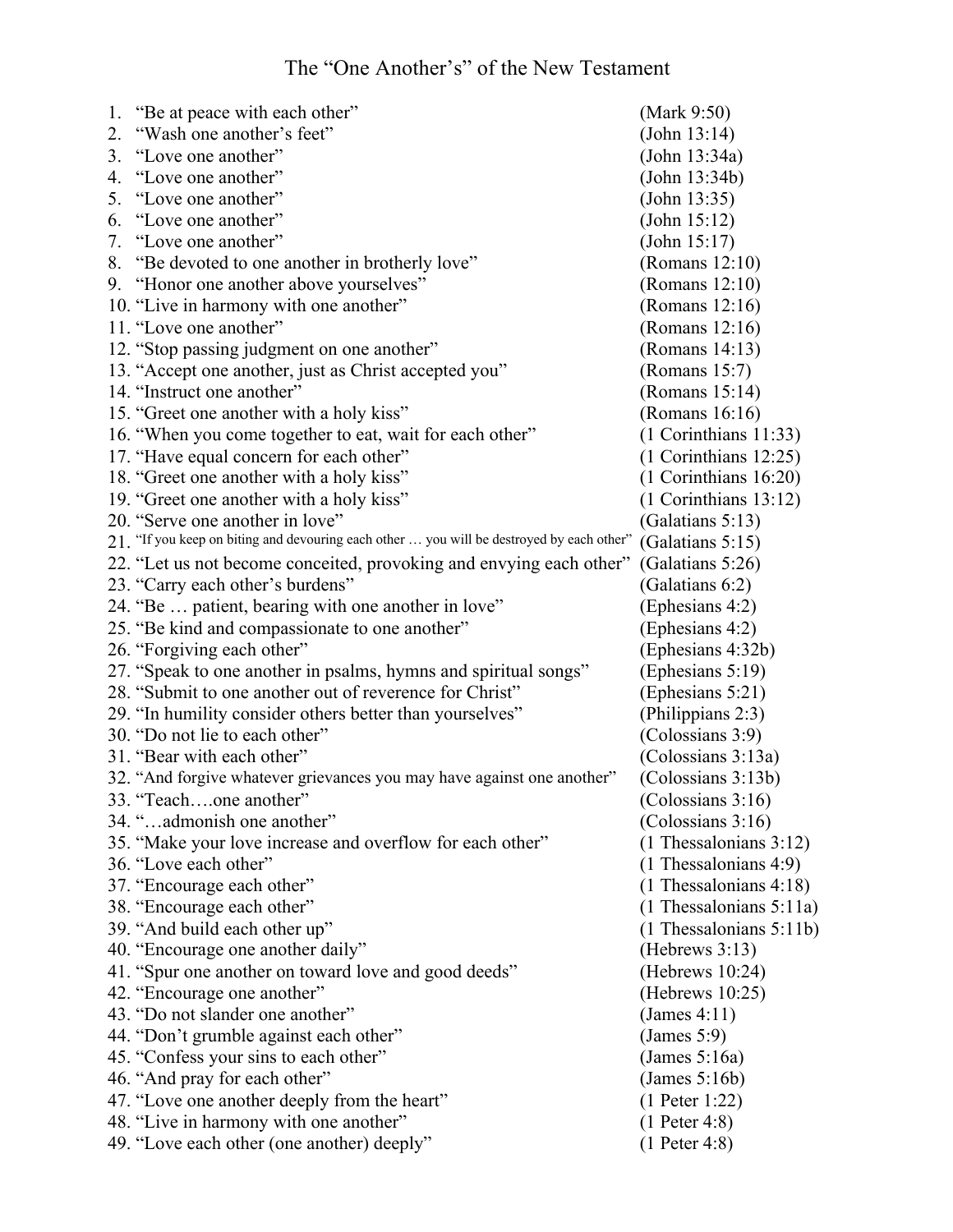# The "One Another's" of the New Testament

1. "Be at peace with each other" (Mark 9:50)
2. "Wash one another's feet" (John 13:14)
3. "Love one another" (John 13:34a)
4. "Love one another" (John 13:34b)
5. "Love one another" (John 13:35)
6. "Love one another" (John 15:12)
7. "Love one another" (John 15:17)
8. "Be devoted to one another in brotherly love" (Romans 12:10)
9. "Honor one another above yourselves" (Romans 12:10)
10. "Live in harmony with one another" (Romans 12:16)
11. "Love one another" (Romans 12:16)
12. "Stop passing judgment on one another" (Romans 14:13)
13. "Accept one another, just as Christ accepted you" (Romans 15:7)
14. "Instruct one another" (Romans 15:14)
15. "Greet one another with a holy kiss" (Romans 16:16)
16. "When you come together to eat, wait for each other" (1 Corinthians 11:33)
17. "Have equal concern for each other" (1 Corinthians 12:25)
18. "Greet one another with a holy kiss" (1 Corinthians 16:20)
19. "Greet one another with a holy kiss" (1 Corinthians 13:12)
20. "Serve one another in love" (Galatians 5:13)
21. "If you keep on biting and devouring each other … you will be destroyed by each other" (Galatians 5:15)
22. "Let us not become conceited, provoking and envying each other" (Galatians 5:26)
23. "Carry each other's burdens" (Galatians 6:2)
24. "Be … patient, bearing with one another in love" (Ephesians 4:2)
25. "Be kind and compassionate to one another" (Ephesians 4:2)
26. "Forgiving each other" (Ephesians 4:32b)
27. "Speak to one another in psalms, hymns and spiritual songs" (Ephesians 5:19)
28. "Submit to one another out of reverence for Christ" (Ephesians 5:21)
29. "In humility consider others better than yourselves" (Philippians 2:3)
30. "Do not lie to each other" (Colossians 3:9)
31. "Bear with each other" (Colossians 3:13a)
32. "And forgive whatever grievances you may have against one another" (Colossians 3:13b)
33. "Teach….one another" (Colossians 3:16)
34. "…admonish one another" (Colossians 3:16)
35. "Make your love increase and overflow for each other" (1 Thessalonians 3:12)
36. "Love each other" (1 Thessalonians 4:9)
37. "Encourage each other" (1 Thessalonians 4:18)
38. "Encourage each other" (1 Thessalonians 5:11a)
39. "And build each other up" (1 Thessalonians 5:11b)
40. "Encourage one another daily" (Hebrews 3:13)
41. "Spur one another on toward love and good deeds" (Hebrews 10:24)
42. "Encourage one another" (Hebrews 10:25)
43. "Do not slander one another" (James 4:11)
44. "Don't grumble against each other" (James 5:9)
45. "Confess your sins to each other" (James 5:16a)
46. "And pray for each other" (James 5:16b)
47. "Love one another deeply from the heart" (1 Peter 1:22)
48. "Live in harmony with one another" (1 Peter 4:8)
49. "Love each other (one another) deeply" (1 Peter 4:8)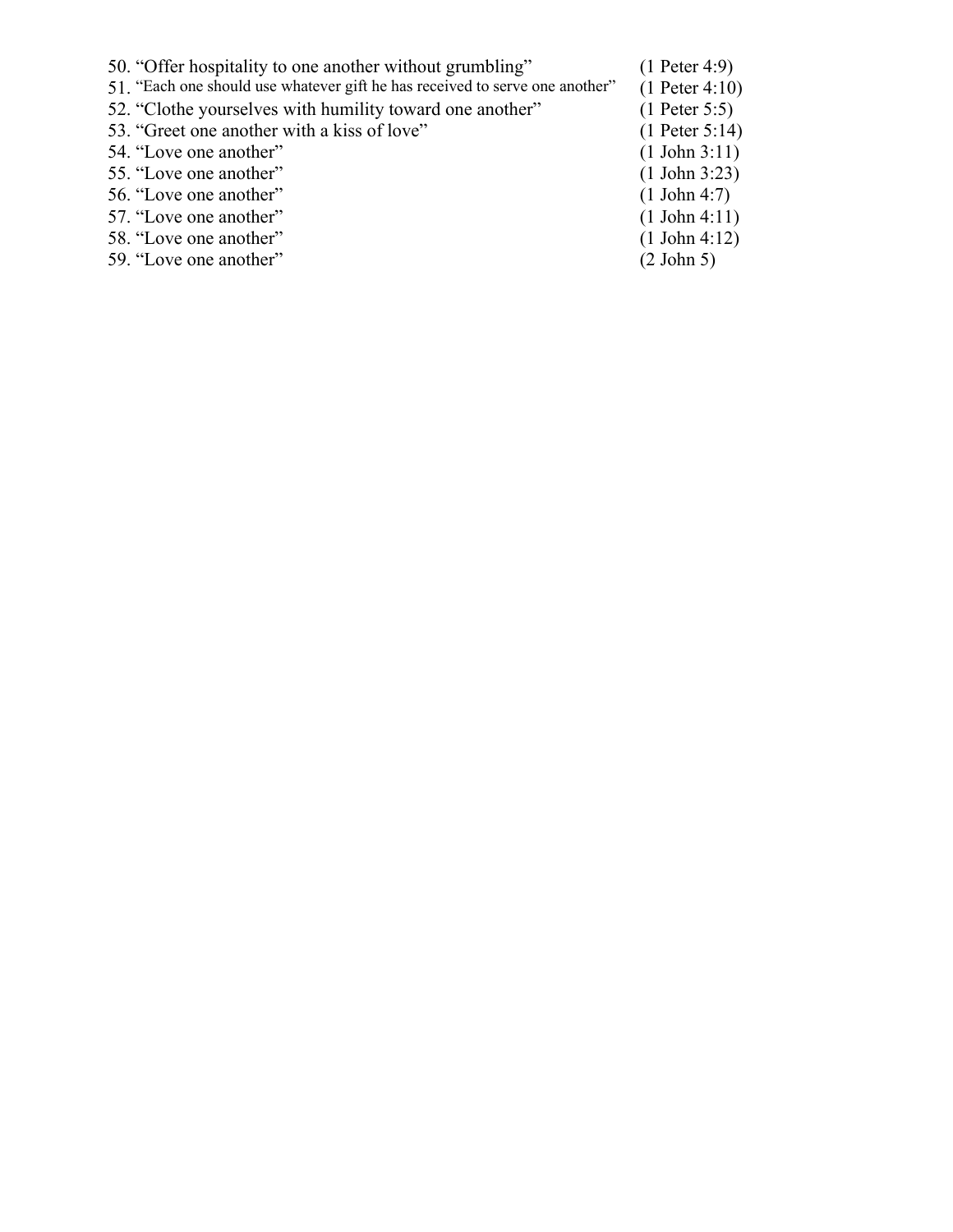50. “Offer hospitality to one another without grumbling” (1 Peter 4:9)
51. “Each one should use whatever gift he has received to serve one another” (1 Peter 4:10)
52. “Clothe yourselves with humility toward one another” (1 Peter 5:5)
53. “Greet one another with a kiss of love” (1 Peter 5:14)
54. “Love one another” (1 John 3:11)
55. “Love one another” (1 John 3:23)
56. “Love one another” (1 John 4:7)
57. “Love one another” (1 John 4:11)
58. “Love one another” (1 John 4:12)
59. “Love one another” (2 John 5)